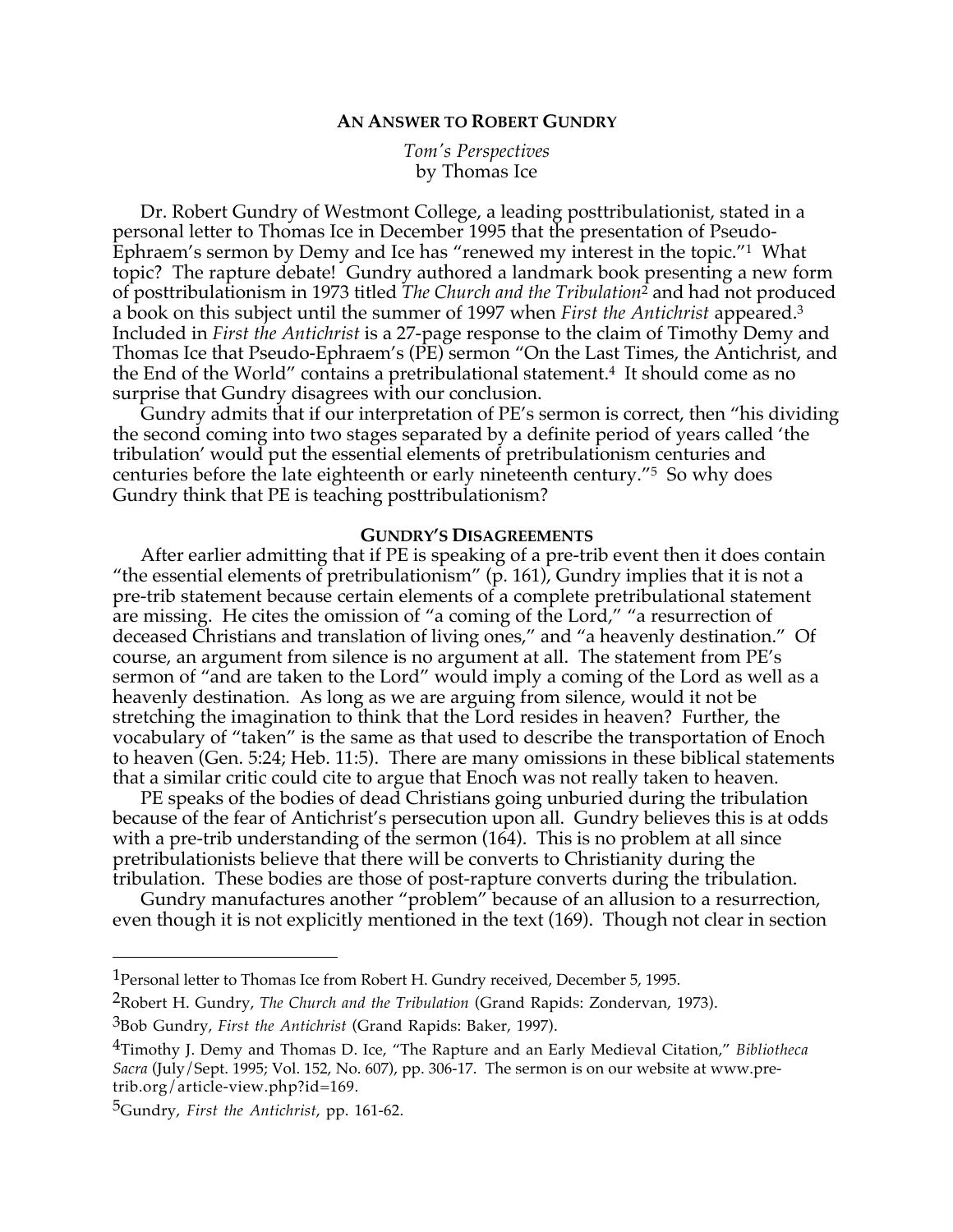# AN ANSWER TO ROBERT GUNDRY

*Tom's Perspectives*
by Thomas Ice

Dr. Robert Gundry of Westmont College, a leading posttribulationist, stated in a personal letter to Thomas Ice in December 1995 that the presentation of Pseudo-Ephraem's sermon by Demy and Ice has "renewed my interest in the topic."[1] What topic? The rapture debate! Gundry authored a landmark book presenting a new form of posttribulationism in 1973 titled *The Church and the Tribulation*[2] and had not produced a book on this subject until the summer of 1997 when *First the Antichrist* appeared.[3] Included in *First the Antichrist* is a 27-page response to the claim of Timothy Demy and Thomas Ice that Pseudo-Ephraem's (PE) sermon "On the Last Times, the Antichrist, and the End of the World" contains a pretribulational statement.[4] It should come as no surprise that Gundry disagrees with our conclusion.

Gundry admits that if our interpretation of PE's sermon is correct, then "his dividing the second coming into two stages separated by a definite period of years called 'the tribulation' would put the essential elements of pretribulationism centuries and centuries before the late eighteenth or early nineteenth century."[5] So why does Gundry think that PE is teaching posttribulationism?

## GUNDRY'S DISAGREEMENTS

After earlier admitting that if PE is speaking of a pre-trib event then it does contain "the essential elements of pretribulationism" (p. 161), Gundry implies that it is not a pre-trib statement because certain elements of a complete pretribulational statement are missing. He cites the omission of "a coming of the Lord," "a resurrection of deceased Christians and translation of living ones," and "a heavenly destination." Of course, an argument from silence is no argument at all. The statement from PE's sermon of "and are taken to the Lord" would imply a coming of the Lord as well as a heavenly destination. As long as we are arguing from silence, would it not be stretching the imagination to think that the Lord resides in heaven? Further, the vocabulary of "taken" is the same as that used to describe the transportation of Enoch to heaven (Gen. 5:24; Heb. 11:5). There are many omissions in these biblical statements that a similar critic could cite to argue that Enoch was not really taken to heaven.

PE speaks of the bodies of dead Christians going unburied during the tribulation because of the fear of Antichrist's persecution upon all. Gundry believes this is at odds with a pre-trib understanding of the sermon (164). This is no problem at all since pretribulationists believe that there will be converts to Christianity during the tribulation. These bodies are those of post-rapture converts during the tribulation.

Gundry manufactures another "problem" because of an allusion to a resurrection, even though it is not explicitly mentioned in the text (169). Though not clear in section

---

[1] Personal letter to Thomas Ice from Robert H. Gundry received, December 5, 1995.

[2] Robert H. Gundry, *The Church and the Tribulation* (Grand Rapids: Zondervan, 1973).

[3] Bob Gundry, *First the Antichrist* (Grand Rapids: Baker, 1997).

[4] Timothy J. Demy and Thomas D. Ice, "The Rapture and an Early Medieval Citation," *Bibliotheca Sacra* (July/Sept. 1995; Vol. 152, No. 607), pp. 306-17. The sermon is on our website at www.pre-trib.org/article-view.php?id=169.

[5] Gundry, *First the Antichrist*, pp. 161-62.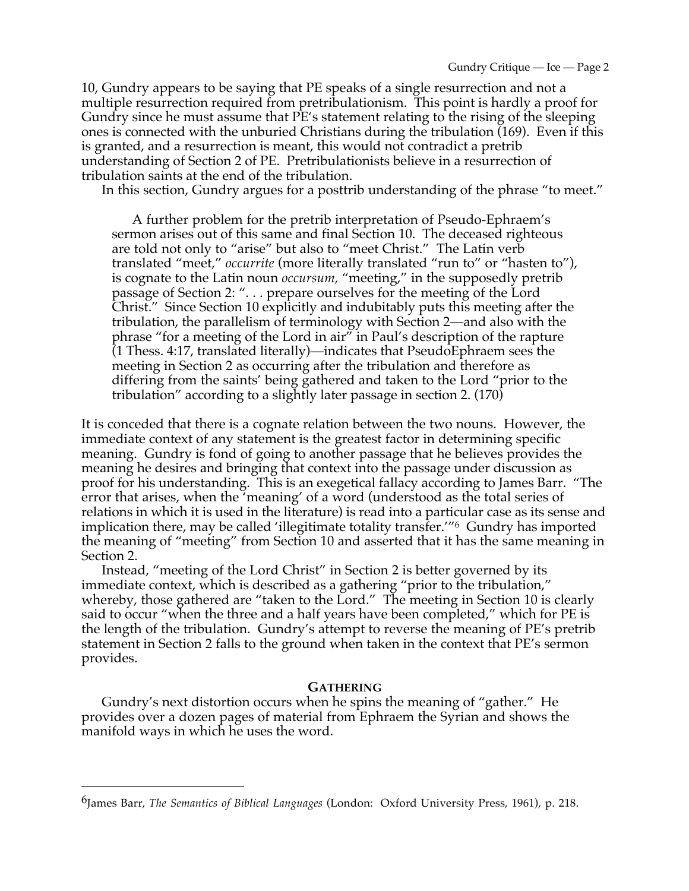10, Gundry appears to be saying that PE speaks of a single resurrection and not a multiple resurrection required from pretribulationism. This point is hardly a proof for Gundry since he must assume that PE's statement relating to the rising of the sleeping ones is connected with the unburied Christians during the tribulation (169). Even if this is granted, and a resurrection is meant, this would not contradict a pretrib understanding of Section 2 of PE. Pretribulationists believe in a resurrection of tribulation saints at the end of the tribulation.

In this section, Gundry argues for a posttrib understanding of the phrase "to meet."

> A further problem for the pretrib interpretation of Pseudo-Ephraem's sermon arises out of this same and final Section 10. The deceased righteous are told not only to "arise" but also to "meet Christ." The Latin verb translated "meet," *occurrite* (more literally translated "run to" or "hasten to"), is cognate to the Latin noun *occursum,* "meeting," in the supposedly pretrib passage of Section 2: ". . . prepare ourselves for the meeting of the Lord Christ." Since Section 10 explicitly and indubitably puts this meeting after the tribulation, the parallelism of terminology with Section 2—and also with the phrase "for a meeting of the Lord in air" in Paul's description of the rapture (1 Thess. 4:17, translated literally)—indicates that PseudoEphraem sees the meeting in Section 2 as occurring after the tribulation and therefore as differing from the saints' being gathered and taken to the Lord "prior to the tribulation" according to a slightly later passage in section 2. (170)

It is conceded that there is a cognate relation between the two nouns. However, the immediate context of any statement is the greatest factor in determining specific meaning. Gundry is fond of going to another passage that he believes provides the meaning he desires and bringing that context into the passage under discussion as proof for his understanding. This is an exegetical fallacy according to James Barr. "The error that arises, when the 'meaning' of a word (understood as the total series of relations in which it is used in the literature) is read into a particular case as its sense and implication there, may be called 'illegitimate totality transfer.'"[6] Gundry has imported the meaning of "meeting" from Section 10 and asserted that it has the same meaning in Section 2.

Instead, "meeting of the Lord Christ" in Section 2 is better governed by its immediate context, which is described as a gathering "prior to the tribulation," whereby, those gathered are "taken to the Lord." The meeting in Section 10 is clearly said to occur "when the three and a half years have been completed," which for PE is the length of the tribulation. Gundry's attempt to reverse the meaning of PE's pretrib statement in Section 2 falls to the ground when taken in the context that PE's sermon provides.

## GATHERING

Gundry's next distortion occurs when he spins the meaning of "gather." He provides over a dozen pages of material from Ephraem the Syrian and shows the manifold ways in which he uses the word.

---

[6] James Barr, *The Semantics of Biblical Languages* (London: Oxford University Press, 1961), p. 218.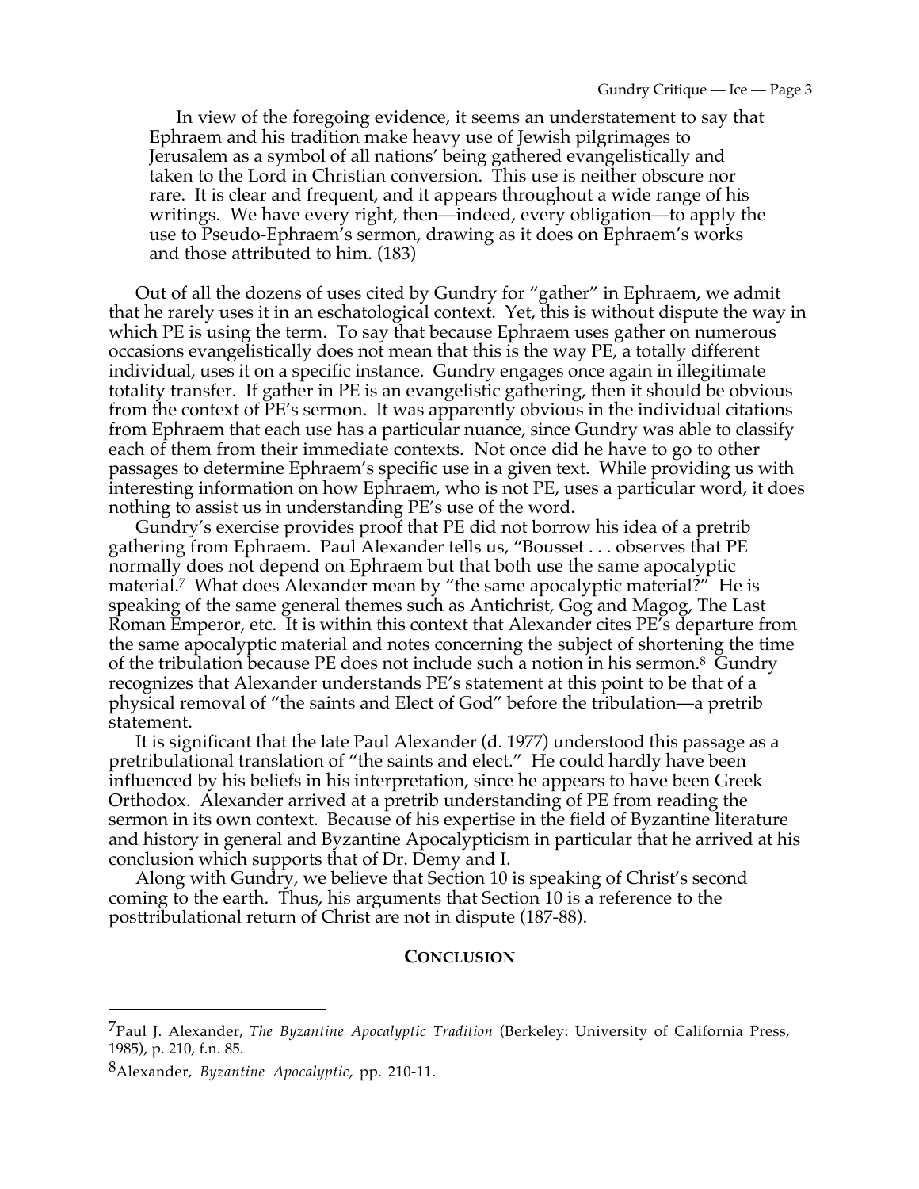> In view of the foregoing evidence, it seems an understatement to say that Ephraem and his tradition make heavy use of Jewish pilgrimages to Jerusalem as a symbol of all nations' being gathered evangelistically and taken to the Lord in Christian conversion. This use is neither obscure nor rare. It is clear and frequent, and it appears throughout a wide range of his writings. We have every right, then—indeed, every obligation—to apply the use to Pseudo-Ephraem's sermon, drawing as it does on Ephraem's works and those attributed to him. (183)

Out of all the dozens of uses cited by Gundry for "gather" in Ephraem, we admit that he rarely uses it in an eschatological context. Yet, this is without dispute the way in which PE is using the term. To say that because Ephraem uses gather on numerous occasions evangelistically does not mean that this is the way PE, a totally different individual, uses it on a specific instance. Gundry engages once again in illegitimate totality transfer. If gather in PE is an evangelistic gathering, then it should be obvious from the context of PE's sermon. It was apparently obvious in the individual citations from Ephraem that each use has a particular nuance, since Gundry was able to classify each of them from their immediate contexts. Not once did he have to go to other passages to determine Ephraem's specific use in a given text. While providing us with interesting information on how Ephraem, who is not PE, uses a particular word, it does nothing to assist us in understanding PE's use of the word.

Gundry's exercise provides proof that PE did not borrow his idea of a pretrib gathering from Ephraem. Paul Alexander tells us, "Bousset . . . observes that PE normally does not depend on Ephraem but that both use the same apocalyptic material.[7] What does Alexander mean by "the same apocalyptic material?" He is speaking of the same general themes such as Antichrist, Gog and Magog, The Last Roman Emperor, etc. It is within this context that Alexander cites PE's departure from the same apocalyptic material and notes concerning the subject of shortening the time of the tribulation because PE does not include such a notion in his sermon.[8] Gundry recognizes that Alexander understands PE's statement at this point to be that of a physical removal of "the saints and Elect of God" before the tribulation—a pretrib statement.

It is significant that the late Paul Alexander (d. 1977) understood this passage as a pretribulational translation of "the saints and elect." He could hardly have been influenced by his beliefs in his interpretation, since he appears to have been Greek Orthodox. Alexander arrived at a pretrib understanding of PE from reading the sermon in its own context. Because of his expertise in the field of Byzantine literature and history in general and Byzantine Apocalypticism in particular that he arrived at his conclusion which supports that of Dr. Demy and I.

Along with Gundry, we believe that Section 10 is speaking of Christ's second coming to the earth. Thus, his arguments that Section 10 is a reference to the posttribulational return of Christ are not in dispute (187-88).

## CONCLUSION

---

[7] Paul J. Alexander, *The Byzantine Apocalyptic Tradition* (Berkeley: University of California Press, 1985), p. 210, f.n. 85.

[8] Alexander, *Byzantine Apocalyptic*, pp. 210-11.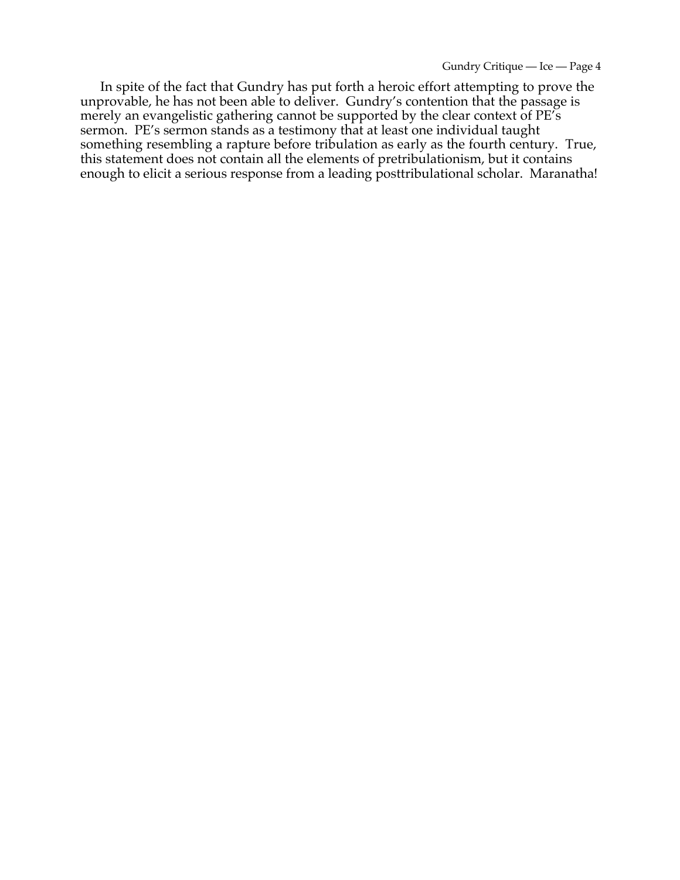In spite of the fact that Gundry has put forth a heroic effort attempting to prove the unprovable, he has not been able to deliver. Gundry's contention that the passage is merely an evangelistic gathering cannot be supported by the clear context of PE's sermon. PE's sermon stands as a testimony that at least one individual taught something resembling a rapture before tribulation as early as the fourth century. True, this statement does not contain all the elements of pretribulationism, but it contains enough to elicit a serious response from a leading posttribulational scholar. Maranatha!